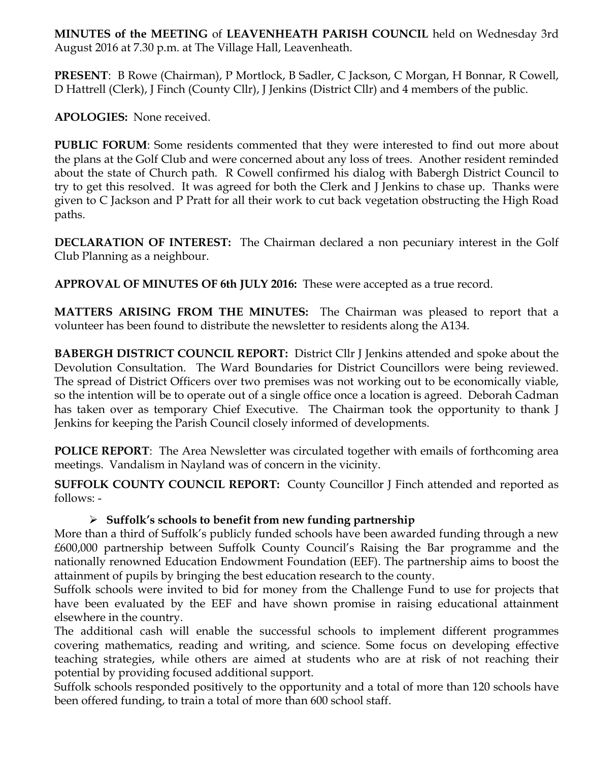**MINUTES of the MEETING** of **LEAVENHEATH PARISH COUNCIL** held on Wednesday 3rd August 2016 at 7.30 p.m. at The Village Hall, Leavenheath.

**PRESENT**: B Rowe (Chairman), P Mortlock, B Sadler, C Jackson, C Morgan, H Bonnar, R Cowell, D Hattrell (Clerk), J Finch (County Cllr), J Jenkins (District Cllr) and 4 members of the public.

**APOLOGIES:** None received.

**PUBLIC FORUM**: Some residents commented that they were interested to find out more about the plans at the Golf Club and were concerned about any loss of trees. Another resident reminded about the state of Church path. R Cowell confirmed his dialog with Babergh District Council to try to get this resolved. It was agreed for both the Clerk and J Jenkins to chase up. Thanks were given to C Jackson and P Pratt for all their work to cut back vegetation obstructing the High Road paths.

**DECLARATION OF INTEREST:** The Chairman declared a non pecuniary interest in the Golf Club Planning as a neighbour.

**APPROVAL OF MINUTES OF 6th JULY 2016:** These were accepted as a true record.

**MATTERS ARISING FROM THE MINUTES:** The Chairman was pleased to report that a volunteer has been found to distribute the newsletter to residents along the A134.

**BABERGH DISTRICT COUNCIL REPORT:** District Cllr J Jenkins attended and spoke about the Devolution Consultation. The Ward Boundaries for District Councillors were being reviewed. The spread of District Officers over two premises was not working out to be economically viable, so the intention will be to operate out of a single office once a location is agreed. Deborah Cadman has taken over as temporary Chief Executive. The Chairman took the opportunity to thank J Jenkins for keeping the Parish Council closely informed of developments.

**POLICE REPORT**: The Area Newsletter was circulated together with emails of forthcoming area meetings. Vandalism in Nayland was of concern in the vicinity.

**SUFFOLK COUNTY COUNCIL REPORT:** County Councillor J Finch attended and reported as follows: -

- **Suffolk's schools to benefit from new funding partnership**

More than a third of Suffolk's publicly funded schools have been awarded funding through a new £600,000 partnership between Suffolk County Council's Raising the Bar programme and the nationally renowned Education Endowment Foundation (EEF). The partnership aims to boost the attainment of pupils by bringing the best education research to the county.

Suffolk schools were invited to bid for money from the Challenge Fund to use for projects that have been evaluated by the EEF and have shown promise in raising educational attainment elsewhere in the country.

The additional cash will enable the successful schools to implement different programmes covering mathematics, reading and writing, and science. Some focus on developing effective teaching strategies, while others are aimed at students who are at risk of not reaching their potential by providing focused additional support.

Suffolk schools responded positively to the opportunity and a total of more than 120 schools have been offered funding, to train a total of more than 600 school staff.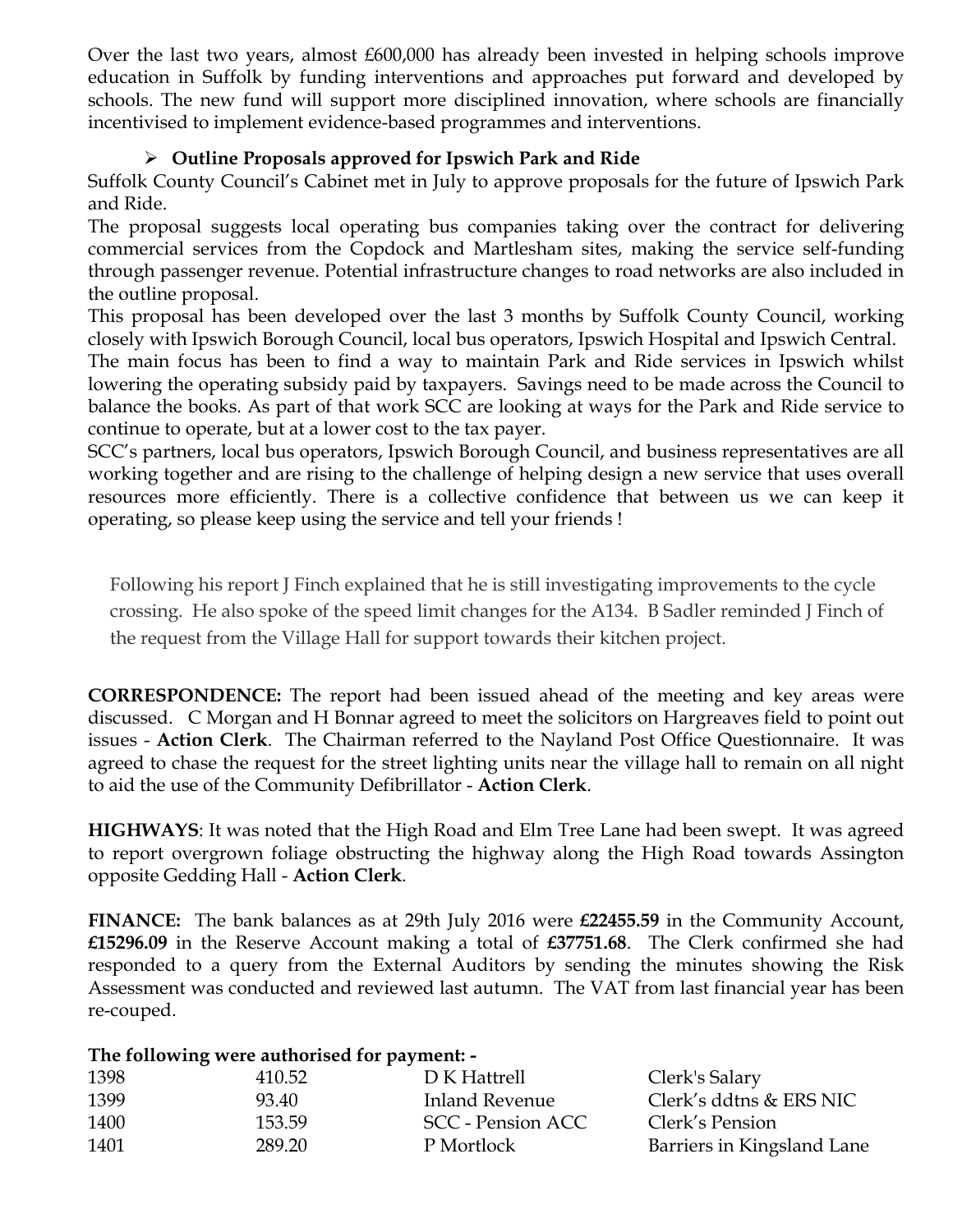Over the last two years, almost £600,000 has already been invested in helping schools improve education in Suffolk by funding interventions and approaches put forward and developed by schools. The new fund will support more disciplined innovation, where schools are financially incentivised to implement evidence-based programmes and interventions.

- **Outline Proposals approved for Ipswich Park and Ride**

Suffolk County Council's Cabinet met in July to approve proposals for the future of Ipswich Park and Ride.

The proposal suggests local operating bus companies taking over the contract for delivering commercial services from the Copdock and Martlesham sites, making the service self-funding through passenger revenue. Potential infrastructure changes to road networks are also included in the outline proposal.

This proposal has been developed over the last 3 months by Suffolk County Council, working closely with Ipswich Borough Council, local bus operators, Ipswich Hospital and Ipswich Central.

The main focus has been to find a way to maintain Park and Ride services in Ipswich whilst lowering the operating subsidy paid by taxpayers. Savings need to be made across the Council to balance the books. As part of that work SCC are looking at ways for the Park and Ride service to continue to operate, but at a lower cost to the tax payer.

SCC's partners, local bus operators, Ipswich Borough Council, and business representatives are all working together and are rising to the challenge of helping design a new service that uses overall resources more efficiently. There is a collective confidence that between us we can keep it operating, so please keep using the service and tell your friends !

Following his report J Finch explained that he is still investigating improvements to the cycle crossing. He also spoke of the speed limit changes for the A134. B Sadler reminded J Finch of the request from the Village Hall for support towards their kitchen project.

**CORRESPONDENCE:** The report had been issued ahead of the meeting and key areas were discussed. C Morgan and H Bonnar agreed to meet the solicitors on Hargreaves field to point out issues - **Action Clerk**. The Chairman referred to the Nayland Post Office Questionnaire. It was agreed to chase the request for the street lighting units near the village hall to remain on all night to aid the use of the Community Defibrillator - **Action Clerk**.

**HIGHWAYS**: It was noted that the High Road and Elm Tree Lane had been swept. It was agreed to report overgrown foliage obstructing the highway along the High Road towards Assington opposite Gedding Hall - **Action Clerk**.

**FINANCE:** The bank balances as at 29th July 2016 were **£22455.59** in the Community Account, **£15296.09** in the Reserve Account making a total of **£37751.68**. The Clerk confirmed she had responded to a query from the External Auditors by sending the minutes showing the Risk Assessment was conducted and reviewed last autumn. The VAT from last financial year has been re-couped.

**The following were authorised for payment: -**

| | | | |
|---|---|---|---|
| 1398 | 410.52 | D K Hattrell | Clerk's Salary |
| 1399 | 93.40 | Inland Revenue | Clerk's ddtns & ERS NIC |
| 1400 | 153.59 | SCC - Pension ACC | Clerk's Pension |
| 1401 | 289.20 | P Mortlock | Barriers in Kingsland Lane |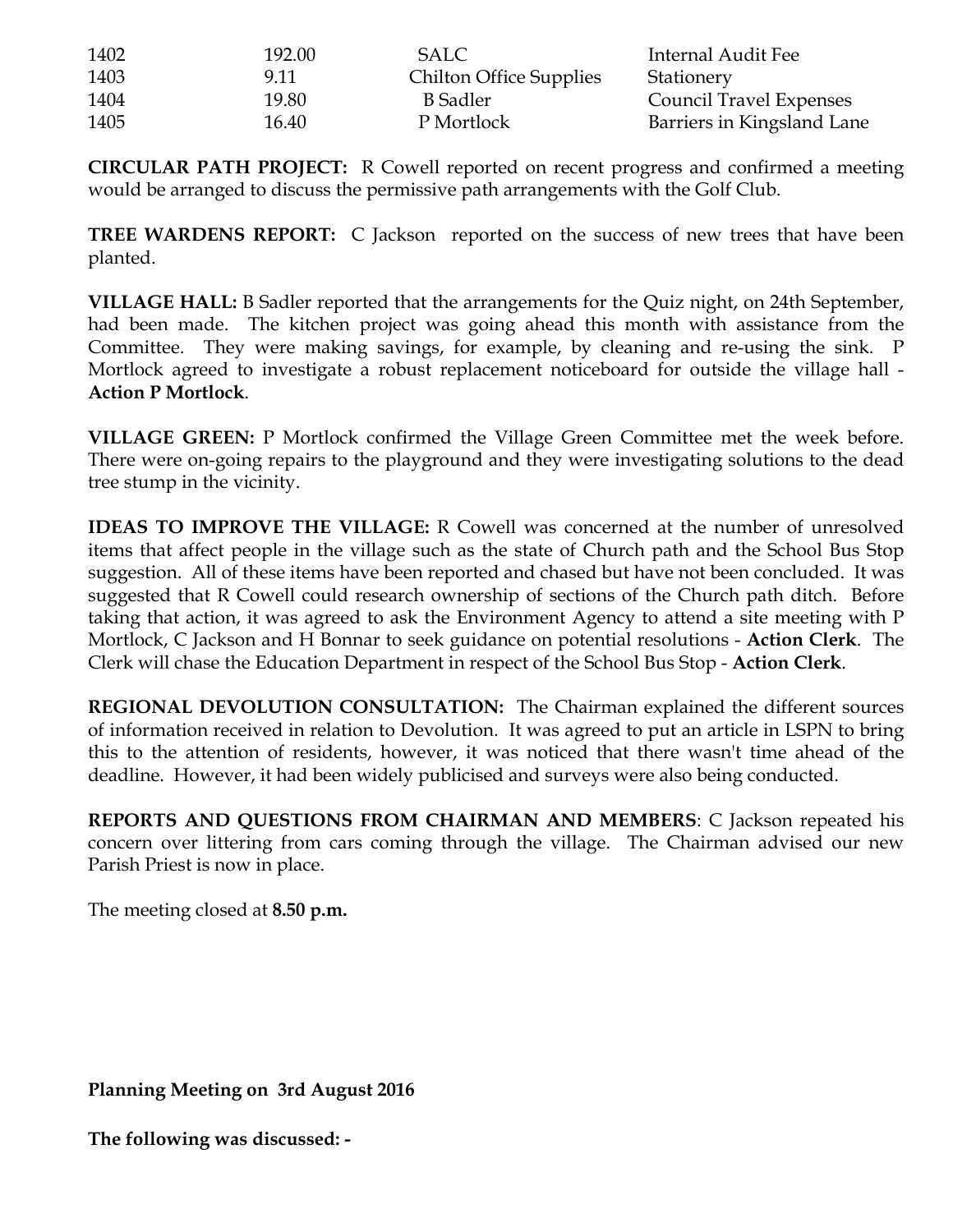| | | | |
|---|---|---|---|
| 1402 | 192.00 | SALC | Internal Audit Fee |
| 1403 | 9.11 | Chilton Office Supplies | Stationery |
| 1404 | 19.80 | B Sadler | Council Travel Expenses |
| 1405 | 16.40 | P Mortlock | Barriers in Kingsland Lane |

**CIRCULAR PATH PROJECT:** R Cowell reported on recent progress and confirmed a meeting would be arranged to discuss the permissive path arrangements with the Golf Club.

**TREE WARDENS REPORT:** C Jackson reported on the success of new trees that have been planted.

**VILLAGE HALL:** B Sadler reported that the arrangements for the Quiz night, on 24th September, had been made. The kitchen project was going ahead this month with assistance from the Committee. They were making savings, for example, by cleaning and re-using the sink. P Mortlock agreed to investigate a robust replacement noticeboard for outside the village hall - **Action P Mortlock**.

**VILLAGE GREEN:** P Mortlock confirmed the Village Green Committee met the week before. There were on-going repairs to the playground and they were investigating solutions to the dead tree stump in the vicinity.

**IDEAS TO IMPROVE THE VILLAGE:** R Cowell was concerned at the number of unresolved items that affect people in the village such as the state of Church path and the School Bus Stop suggestion. All of these items have been reported and chased but have not been concluded. It was suggested that R Cowell could research ownership of sections of the Church path ditch. Before taking that action, it was agreed to ask the Environment Agency to attend a site meeting with P Mortlock, C Jackson and H Bonnar to seek guidance on potential resolutions - **Action Clerk**. The Clerk will chase the Education Department in respect of the School Bus Stop - **Action Clerk**.

**REGIONAL DEVOLUTION CONSULTATION:** The Chairman explained the different sources of information received in relation to Devolution. It was agreed to put an article in LSPN to bring this to the attention of residents, however, it was noticed that there wasn't time ahead of the deadline. However, it had been widely publicised and surveys were also being conducted.

**REPORTS AND QUESTIONS FROM CHAIRMAN AND MEMBERS**: C Jackson repeated his concern over littering from cars coming through the village. The Chairman advised our new Parish Priest is now in place.

The meeting closed at **8.50 p.m.**

**Planning Meeting on 3rd August 2016**

**The following was discussed: -**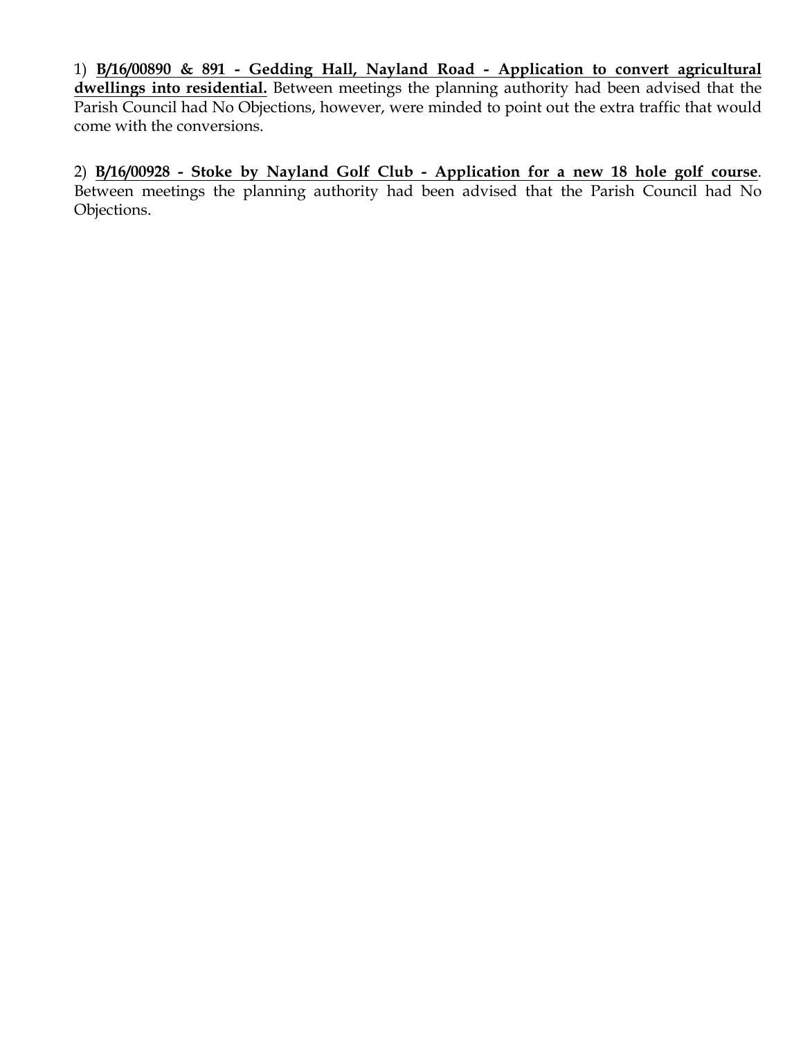1) **B/16/00890 & 891 - Gedding Hall, Nayland Road - Application to convert agricultural dwellings into residential.** Between meetings the planning authority had been advised that the Parish Council had No Objections, however, were minded to point out the extra traffic that would come with the conversions.

2) **B/16/00928 - Stoke by Nayland Golf Club - Application for a new 18 hole golf course**. Between meetings the planning authority had been advised that the Parish Council had No Objections.